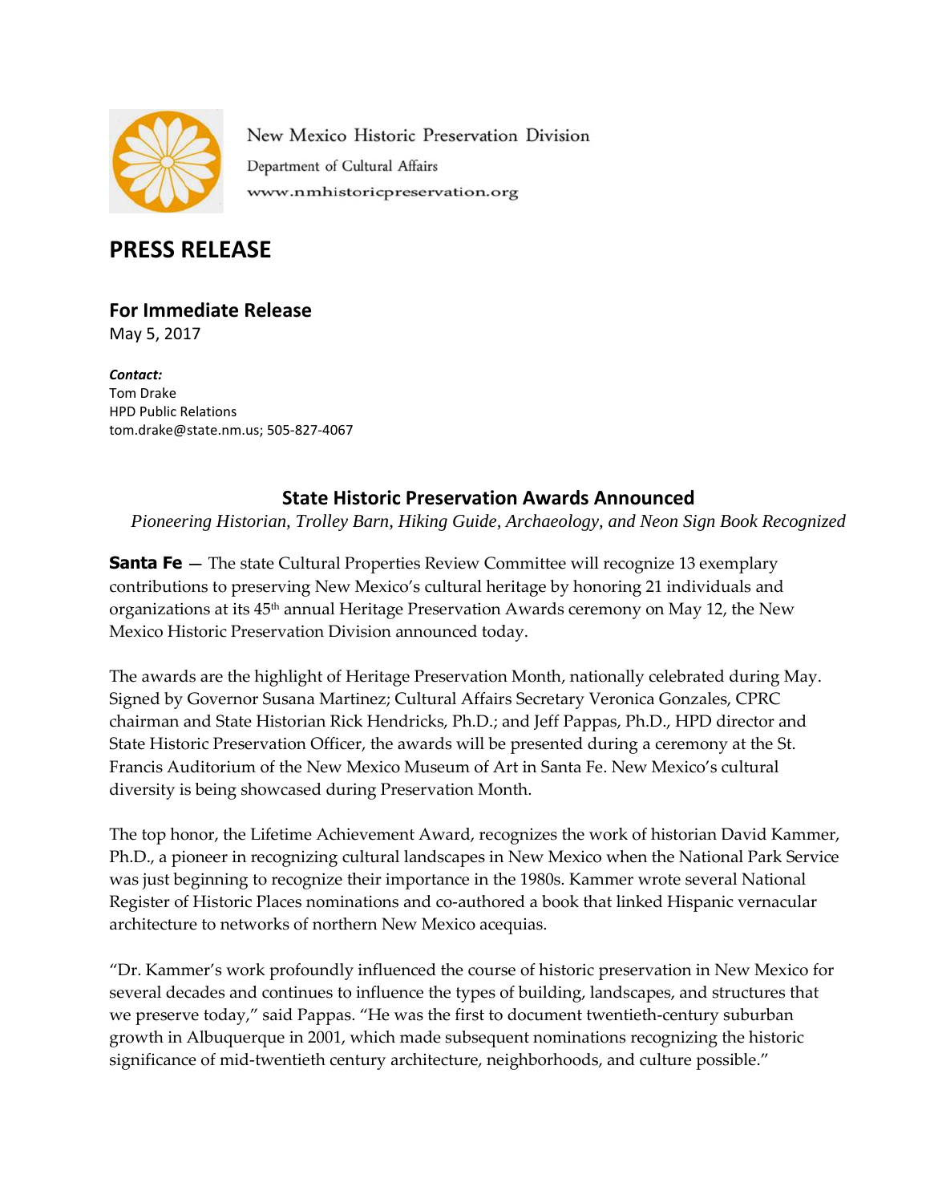New Mexico Historic Preservation Division

Department of Cultural Affairs

www.nmhistoricpreservation.org

# PRESS RELEASE

## For Immediate Release

May 5, 2017

***Contact:***
Tom Drake
HPD Public Relations
tom.drake@state.nm.us; 505-827-4067

### State Historic Preservation Awards Announced

*Pioneering Historian, Trolley Barn, Hiking Guide, Archaeology, and Neon Sign Book Recognized*

**Santa Fe** — The state Cultural Properties Review Committee will recognize 13 exemplary contributions to preserving New Mexico's cultural heritage by honoring 21 individuals and organizations at its 45th annual Heritage Preservation Awards ceremony on May 12, the New Mexico Historic Preservation Division announced today.

The awards are the highlight of Heritage Preservation Month, nationally celebrated during May. Signed by Governor Susana Martinez; Cultural Affairs Secretary Veronica Gonzales, CPRC chairman and State Historian Rick Hendricks, Ph.D.; and Jeff Pappas, Ph.D., HPD director and State Historic Preservation Officer, the awards will be presented during a ceremony at the St. Francis Auditorium of the New Mexico Museum of Art in Santa Fe. New Mexico's cultural diversity is being showcased during Preservation Month.

The top honor, the Lifetime Achievement Award, recognizes the work of historian David Kammer, Ph.D., a pioneer in recognizing cultural landscapes in New Mexico when the National Park Service was just beginning to recognize their importance in the 1980s. Kammer wrote several National Register of Historic Places nominations and co-authored a book that linked Hispanic vernacular architecture to networks of northern New Mexico acequias.

"Dr. Kammer's work profoundly influenced the course of historic preservation in New Mexico for several decades and continues to influence the types of building, landscapes, and structures that we preserve today," said Pappas. "He was the first to document twentieth-century suburban growth in Albuquerque in 2001, which made subsequent nominations recognizing the historic significance of mid-twentieth century architecture, neighborhoods, and culture possible."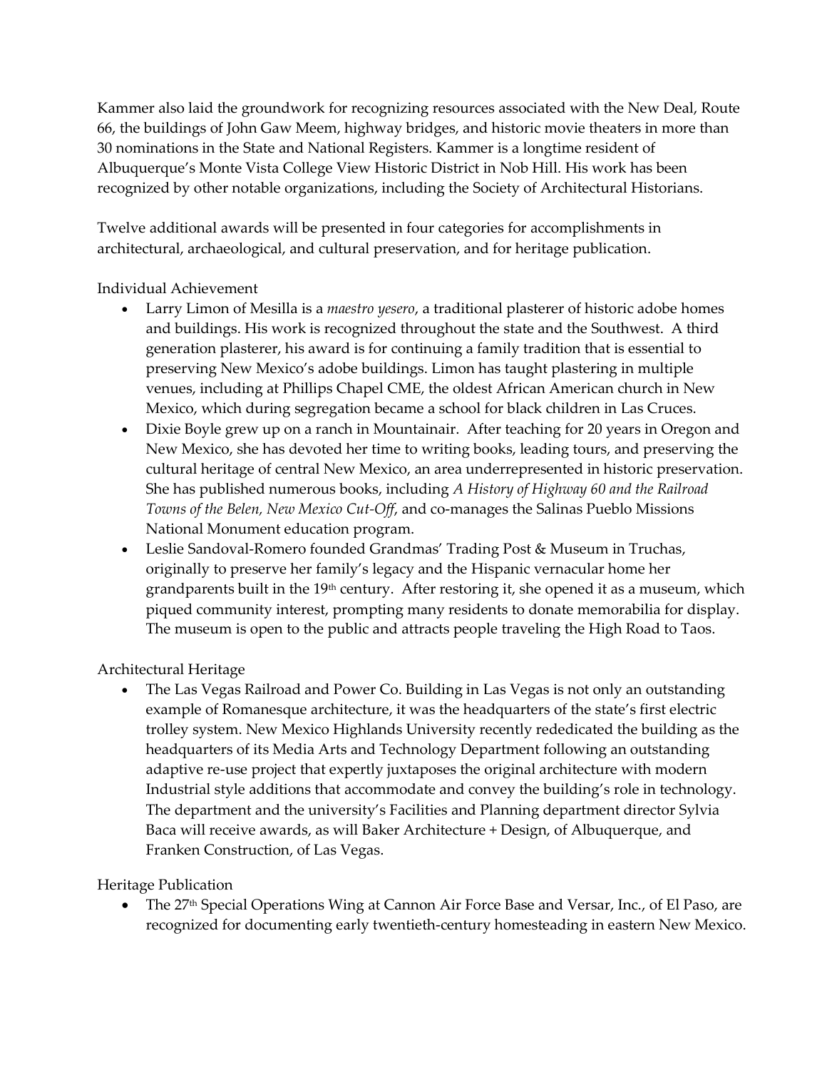Kammer also laid the groundwork for recognizing resources associated with the New Deal, Route 66, the buildings of John Gaw Meem, highway bridges, and historic movie theaters in more than 30 nominations in the State and National Registers. Kammer is a longtime resident of Albuquerque's Monte Vista College View Historic District in Nob Hill. His work has been recognized by other notable organizations, including the Society of Architectural Historians.

Twelve additional awards will be presented in four categories for accomplishments in architectural, archaeological, and cultural preservation, and for heritage publication.

Individual Achievement

- Larry Limon of Mesilla is a *maestro yesero*, a traditional plasterer of historic adobe homes and buildings. His work is recognized throughout the state and the Southwest. A third generation plasterer, his award is for continuing a family tradition that is essential to preserving New Mexico's adobe buildings. Limon has taught plastering in multiple venues, including at Phillips Chapel CME, the oldest African American church in New Mexico, which during segregation became a school for black children in Las Cruces.
- Dixie Boyle grew up on a ranch in Mountainair. After teaching for 20 years in Oregon and New Mexico, she has devoted her time to writing books, leading tours, and preserving the cultural heritage of central New Mexico, an area underrepresented in historic preservation. She has published numerous books, including *A History of Highway 60 and the Railroad Towns of the Belen, New Mexico Cut-Off*, and co-manages the Salinas Pueblo Missions National Monument education program.
- Leslie Sandoval-Romero founded Grandmas' Trading Post & Museum in Truchas, originally to preserve her family's legacy and the Hispanic vernacular home her grandparents built in the 19th century. After restoring it, she opened it as a museum, which piqued community interest, prompting many residents to donate memorabilia for display. The museum is open to the public and attracts people traveling the High Road to Taos.

Architectural Heritage

- The Las Vegas Railroad and Power Co. Building in Las Vegas is not only an outstanding example of Romanesque architecture, it was the headquarters of the state's first electric trolley system. New Mexico Highlands University recently rededicated the building as the headquarters of its Media Arts and Technology Department following an outstanding adaptive re-use project that expertly juxtaposes the original architecture with modern Industrial style additions that accommodate and convey the building's role in technology. The department and the university's Facilities and Planning department director Sylvia Baca will receive awards, as will Baker Architecture + Design, of Albuquerque, and Franken Construction, of Las Vegas.

Heritage Publication

- The 27th Special Operations Wing at Cannon Air Force Base and Versar, Inc., of El Paso, are recognized for documenting early twentieth-century homesteading in eastern New Mexico.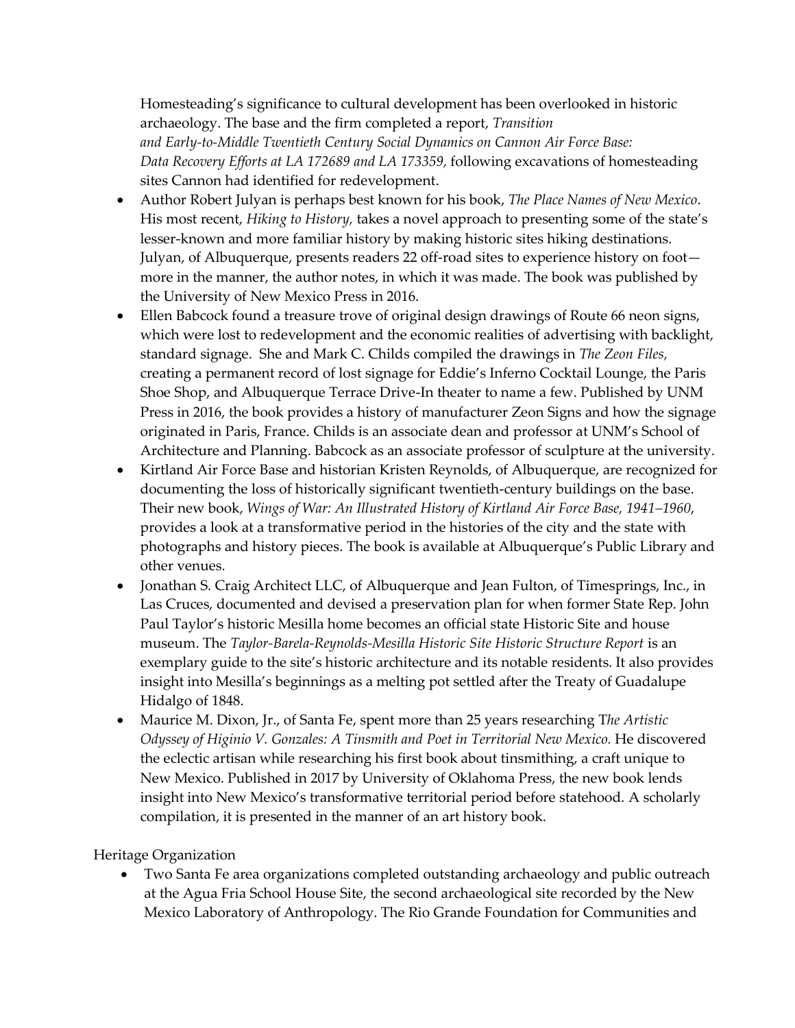Homesteading's significance to cultural development has been overlooked in historic archaeology. The base and the firm completed a report, *Transition and Early-to-Middle Twentieth Century Social Dynamics on Cannon Air Force Base: Data Recovery Efforts at LA 172689 and LA 173359,* following excavations of homesteading sites Cannon had identified for redevelopment.

- Author Robert Julyan is perhaps best known for his book, *The Place Names of New Mexico*. His most recent, *Hiking to History,* takes a novel approach to presenting some of the state's lesser-known and more familiar history by making historic sites hiking destinations. Julyan, of Albuquerque, presents readers 22 off-road sites to experience history on foot—more in the manner, the author notes, in which it was made. The book was published by the University of New Mexico Press in 2016.
- Ellen Babcock found a treasure trove of original design drawings of Route 66 neon signs, which were lost to redevelopment and the economic realities of advertising with backlight, standard signage. She and Mark C. Childs compiled the drawings in *The Zeon Files,* creating a permanent record of lost signage for Eddie's Inferno Cocktail Lounge, the Paris Shoe Shop, and Albuquerque Terrace Drive-In theater to name a few. Published by UNM Press in 2016, the book provides a history of manufacturer Zeon Signs and how the signage originated in Paris, France. Childs is an associate dean and professor at UNM's School of Architecture and Planning. Babcock as an associate professor of sculpture at the university.
- Kirtland Air Force Base and historian Kristen Reynolds, of Albuquerque, are recognized for documenting the loss of historically significant twentieth-century buildings on the base. Their new book, *Wings of War: An Illustrated History of Kirtland Air Force Base, 1941–1960*, provides a look at a transformative period in the histories of the city and the state with photographs and history pieces. The book is available at Albuquerque's Public Library and other venues.
- Jonathan S. Craig Architect LLC, of Albuquerque and Jean Fulton, of Timesprings, Inc., in Las Cruces, documented and devised a preservation plan for when former State Rep. John Paul Taylor's historic Mesilla home becomes an official state Historic Site and house museum. The *Taylor-Barela-Reynolds-Mesilla Historic Site Historic Structure Report* is an exemplary guide to the site's historic architecture and its notable residents. It also provides insight into Mesilla's beginnings as a melting pot settled after the Treaty of Guadalupe Hidalgo of 1848.
- Maurice M. Dixon, Jr., of Santa Fe, spent more than 25 years researching T*he Artistic Odyssey of Higinio V. Gonzales: A Tinsmith and Poet in Territorial New Mexico.* He discovered the eclectic artisan while researching his first book about tinsmithing, a craft unique to New Mexico. Published in 2017 by University of Oklahoma Press, the new book lends insight into New Mexico's transformative territorial period before statehood. A scholarly compilation, it is presented in the manner of an art history book.

Heritage Organization

- Two Santa Fe area organizations completed outstanding archaeology and public outreach at the Agua Fria School House Site, the second archaeological site recorded by the New Mexico Laboratory of Anthropology. The Rio Grande Foundation for Communities and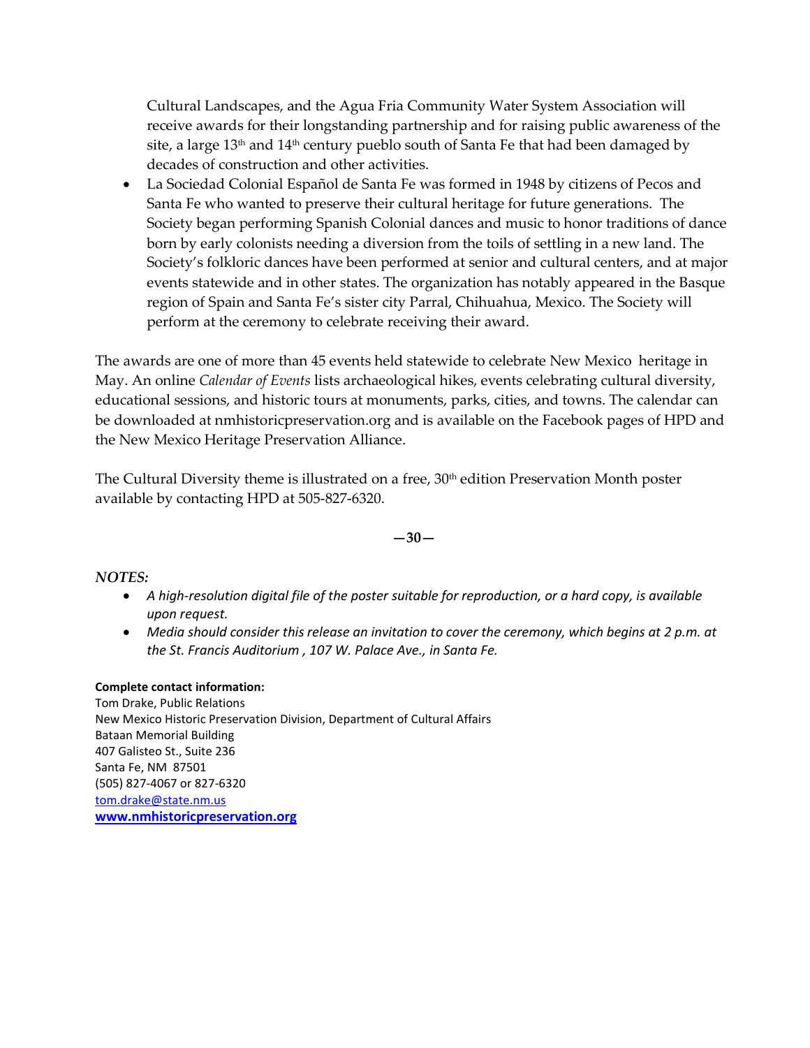Cultural Landscapes, and the Agua Fria Community Water System Association will receive awards for their longstanding partnership and for raising public awareness of the site, a large 13th and 14th century pueblo south of Santa Fe that had been damaged by decades of construction and other activities.

- La Sociedad Colonial Español de Santa Fe was formed in 1948 by citizens of Pecos and Santa Fe who wanted to preserve their cultural heritage for future generations. The Society began performing Spanish Colonial dances and music to honor traditions of dance born by early colonists needing a diversion from the toils of settling in a new land. The Society's folkloric dances have been performed at senior and cultural centers, and at major events statewide and in other states. The organization has notably appeared in the Basque region of Spain and Santa Fe's sister city Parral, Chihuahua, Mexico. The Society will perform at the ceremony to celebrate receiving their award.

The awards are one of more than 45 events held statewide to celebrate New Mexico heritage in May. An online *Calendar of Events* lists archaeological hikes, events celebrating cultural diversity, educational sessions, and historic tours at monuments, parks, cities, and towns. The calendar can be downloaded at nmhistoricpreservation.org and is available on the Facebook pages of HPD and the New Mexico Heritage Preservation Alliance.

The Cultural Diversity theme is illustrated on a free, 30th edition Preservation Month poster available by contacting HPD at 505-827-6320.

**—30—**

***NOTES:***

- *A high-resolution digital file of the poster suitable for reproduction, or a hard copy, is available upon request.*
- *Media should consider this release an invitation to cover the ceremony, which begins at 2 p.m. at the St. Francis Auditorium , 107 W. Palace Ave., in Santa Fe.*

**Complete contact information:**
Tom Drake, Public Relations
New Mexico Historic Preservation Division, Department of Cultural Affairs
Bataan Memorial Building
407 Galisteo St., Suite 236
Santa Fe, NM 87501
(505) 827-4067 or 827-6320
tom.drake@state.nm.us
**www.nmhistoricpreservation.org**